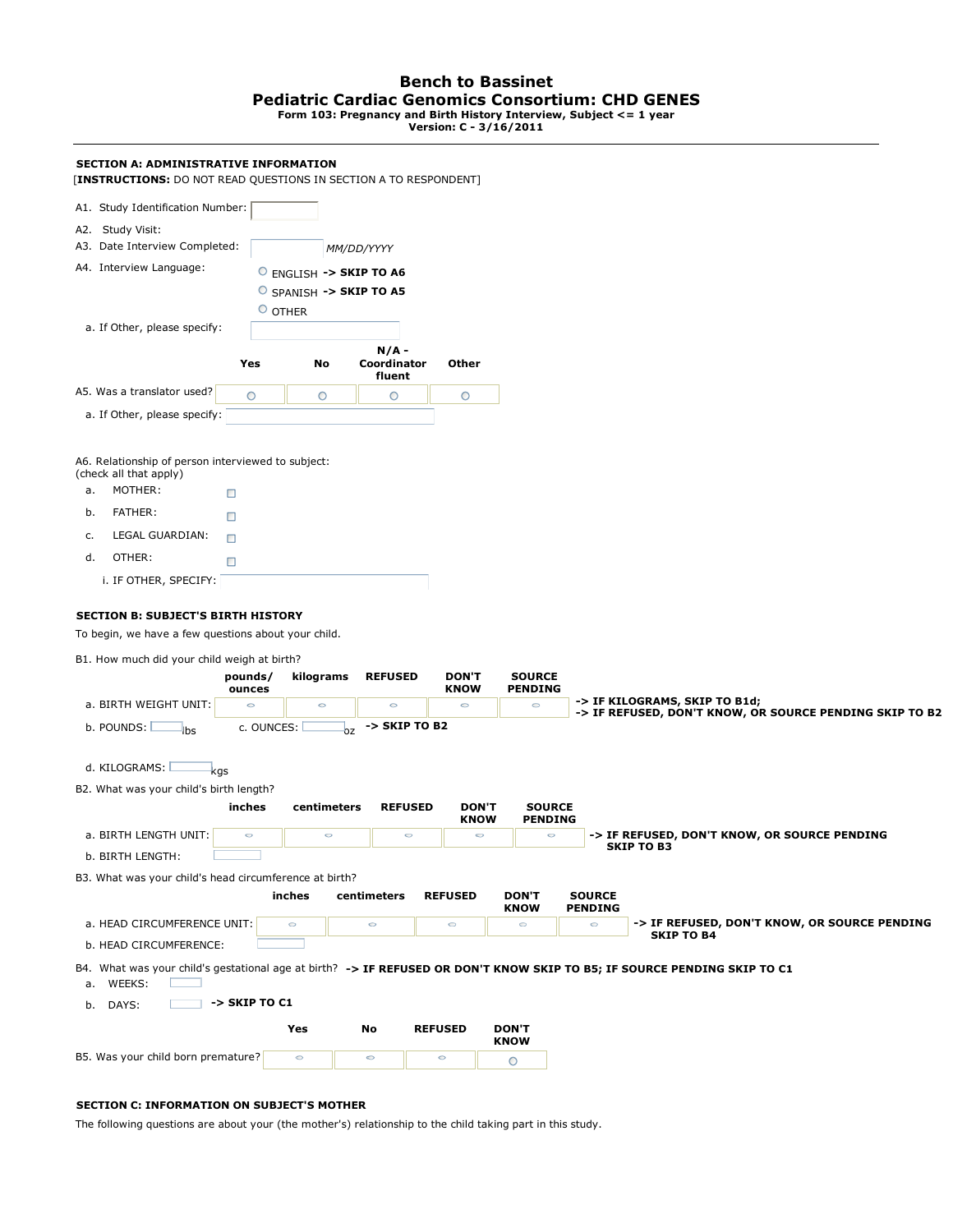# Bench to Bassinet
## Pediatric Cardiac Genomics Consortium: CHD GENES
**Form 103: Pregnancy and Birth History Interview, Subject <= 1 year**
**Version: C - 3/16/2011**

---

**SECTION A: ADMINISTRATIVE INFORMATION**

[**INSTRUCTIONS:** DO NOT READ QUESTIONS IN SECTION A TO RESPONDENT]

A1. Study Identification Number:

A2. Study Visit:

A3. Date Interview Completed: _MM/DD/YYYY_

A4. Interview Language:
- ○ ENGLISH **-> SKIP TO A6**
- ○ SPANISH **-> SKIP TO A5**
- ○ OTHER

a. If Other, please specify:

| | Yes | No | N/A - Coordinator fluent | Other |
|---|---|---|---|---|
| A5. Was a translator used? | ○ | ○ | ○ | ○ |

a. If Other, please specify:

A6. Relationship of person interviewed to subject:
(check all that apply)

a. MOTHER: ☐

b. FATHER: ☐

c. LEGAL GUARDIAN: ☐

d. OTHER: ☐

i. IF OTHER, SPECIFY:

**SECTION B: SUBJECT'S BIRTH HISTORY**

To begin, we have a few questions about your child.

B1. How much did your child weigh at birth?

| | pounds/ ounces | kilograms | REFUSED | DON'T KNOW | SOURCE PENDING |
|---|---|---|---|---|---|
| a. BIRTH WEIGHT UNIT: | ○ | ○ | ○ | ○ | ○ |

**-> IF KILOGRAMS, SKIP TO B1d;**
**-> IF REFUSED, DON'T KNOW, OR SOURCE PENDING SKIP TO B2**

b. POUNDS: ____ lbs  c. OUNCES: ____ oz **-> SKIP TO B2**

d. KILOGRAMS: ____ kgs

B2. What was your child's birth length?

| | inches | centimeters | REFUSED | DON'T KNOW | SOURCE PENDING |
|---|---|---|---|---|---|
| a. BIRTH LENGTH UNIT: | ○ | ○ | ○ | ○ | ○ |

**-> IF REFUSED, DON'T KNOW, OR SOURCE PENDING SKIP TO B3**

b. BIRTH LENGTH:

B3. What was your child's head circumference at birth?

| | inches | centimeters | REFUSED | DON'T KNOW | SOURCE PENDING |
|---|---|---|---|---|---|
| a. HEAD CIRCUMFERENCE UNIT: | ○ | ○ | ○ | ○ | ○ |

**-> IF REFUSED, DON'T KNOW, OR SOURCE PENDING SKIP TO B4**

b. HEAD CIRCUMFERENCE:

B4. What was your child's gestational age at birth? **-> IF REFUSED OR DON'T KNOW SKIP TO B5; IF SOURCE PENDING SKIP TO C1**

a. WEEKS:

b. DAYS: **-> SKIP TO C1**

| | Yes | No | REFUSED | DON'T KNOW |
|---|---|---|---|---|
| B5. Was your child born premature? | ○ | ○ | ○ | ○ |

**SECTION C: INFORMATION ON SUBJECT'S MOTHER**

The following questions are about your (the mother's) relationship to the child taking part in this study.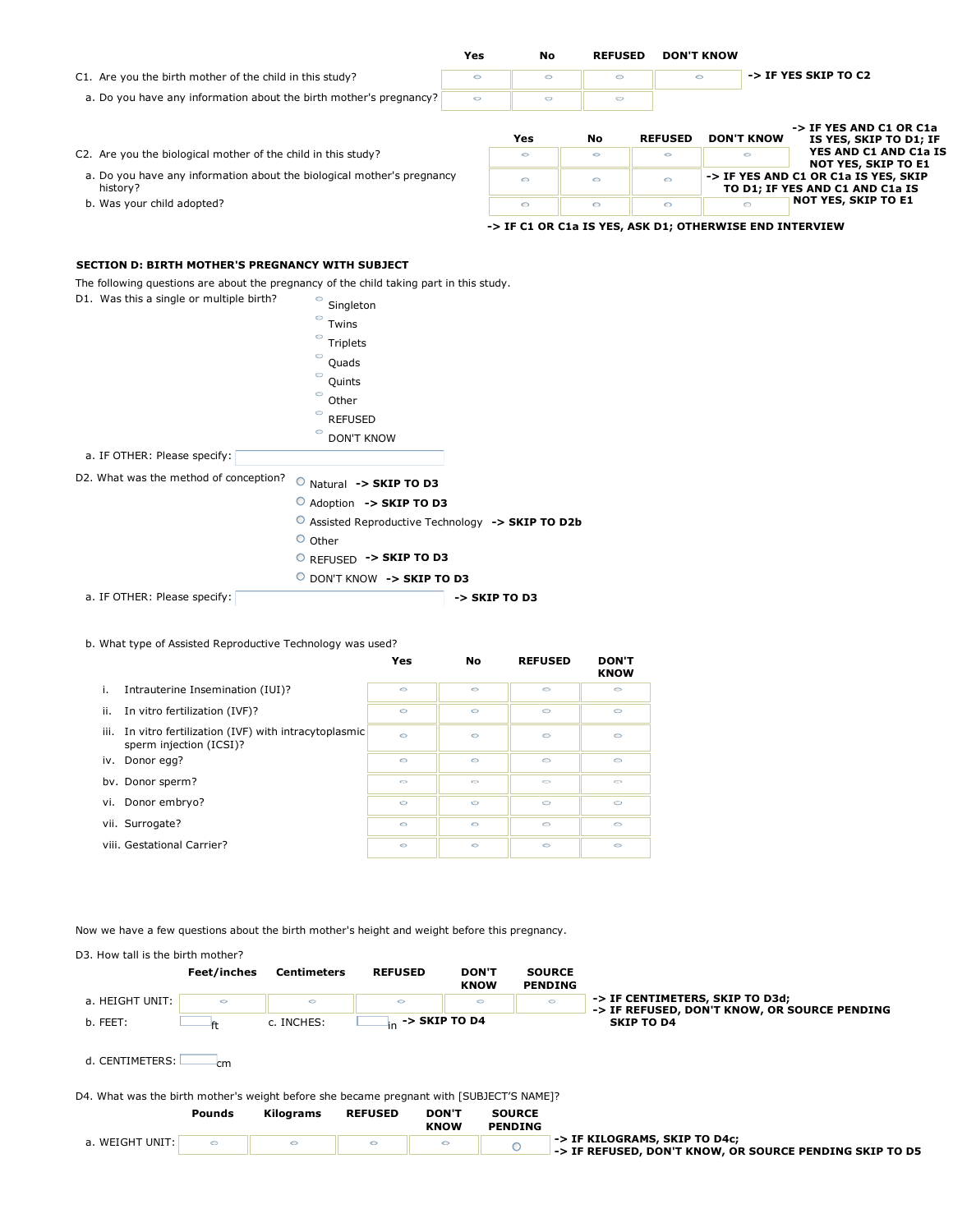| | Yes | No | REFUSED | DON'T KNOW | |
|---|---|---|---|---|---|
| C1. Are you the birth mother of the child in this study? | ○ | ○ | ○ | ○ | **-> IF YES SKIP TO C2** |
| a. Do you have any information about the birth mother's pregnancy? | ○ | ○ | ○ | | |

| | Yes | No | REFUSED | DON'T KNOW | |
|---|---|---|---|---|---|
| C2. Are you the biological mother of the child in this study? | ○ | ○ | ○ | ○ | **-> IF YES AND C1 OR C1a IS YES, SKIP TO D1; IF YES AND C1 AND C1a IS NOT YES, SKIP TO E1** |
| a. Do you have any information about the biological mother's pregnancy history? | ○ | ○ | ○ | | **-> IF YES AND C1 OR C1a IS YES, SKIP TO D1; IF YES AND C1 AND C1a IS NOT YES, SKIP TO E1** |
| b. Was your child adopted? | ○ | ○ | ○ | ○ | |

**-> IF C1 OR C1a IS YES, ASK D1; OTHERWISE END INTERVIEW**

### SECTION D: BIRTH MOTHER'S PREGNANCY WITH SUBJECT

The following questions are about the pregnancy of the child taking part in this study.

D1. Was this a single or multiple birth?

- ○ Singleton
- ○ Twins
- ○ Triplets
- ○ Quads
- ○ Quints
- ○ Other
- ○ REFUSED
- ○ DON'T KNOW

a. IF OTHER: Please specify: ____________

D2. What was the method of conception?

- ○ Natural **-> SKIP TO D3**
- ○ Adoption **-> SKIP TO D3**
- ○ Assisted Reproductive Technology **-> SKIP TO D2b**
- ○ Other
- ○ REFUSED **-> SKIP TO D3**
- ○ DON'T KNOW **-> SKIP TO D3**

a. IF OTHER: Please specify: ____________ **-> SKIP TO D3**

b. What type of Assisted Reproductive Technology was used?

| | Yes | No | REFUSED | DON'T KNOW |
|---|---|---|---|---|
| i. Intrauterine Insemination (IUI)? | ○ | ○ | ○ | ○ |
| ii. In vitro fertilization (IVF)? | ○ | ○ | ○ | ○ |
| iii. In vitro fertilization (IVF) with intracytoplasmic sperm injection (ICSI)? | ○ | ○ | ○ | ○ |
| iv. Donor egg? | ○ | ○ | ○ | ○ |
| bv. Donor sperm? | ○ | ○ | ○ | ○ |
| vi. Donor embryo? | ○ | ○ | ○ | ○ |
| vii. Surrogate? | ○ | ○ | ○ | ○ |
| viii. Gestational Carrier? | ○ | ○ | ○ | ○ |

Now we have a few questions about the birth mother's height and weight before this pregnancy.

D3. How tall is the birth mother?

| | Feet/inches | Centimeters | REFUSED | DON'T KNOW | SOURCE PENDING | |
|---|---|---|---|---|---|---|
| a. HEIGHT UNIT: | ○ | ○ | ○ | ○ | ○ | **-> IF CENTIMETERS, SKIP TO D3d; -> IF REFUSED, DON'T KNOW, OR SOURCE PENDING SKIP TO D4** |

b. FEET: ____ ft c. INCHES: ____ in **-> SKIP TO D4**

d. CENTIMETERS: ____ cm

D4. What was the birth mother's weight before she became pregnant with [SUBJECT'S NAME]?

| | Pounds | Kilograms | REFUSED | DON'T KNOW | SOURCE PENDING | |
|---|---|---|---|---|---|---|
| a. WEIGHT UNIT: | ○ | ○ | ○ | ○ | ○ | **-> IF KILOGRAMS, SKIP TO D4c; -> IF REFUSED, DON'T KNOW, OR SOURCE PENDING SKIP TO D5** |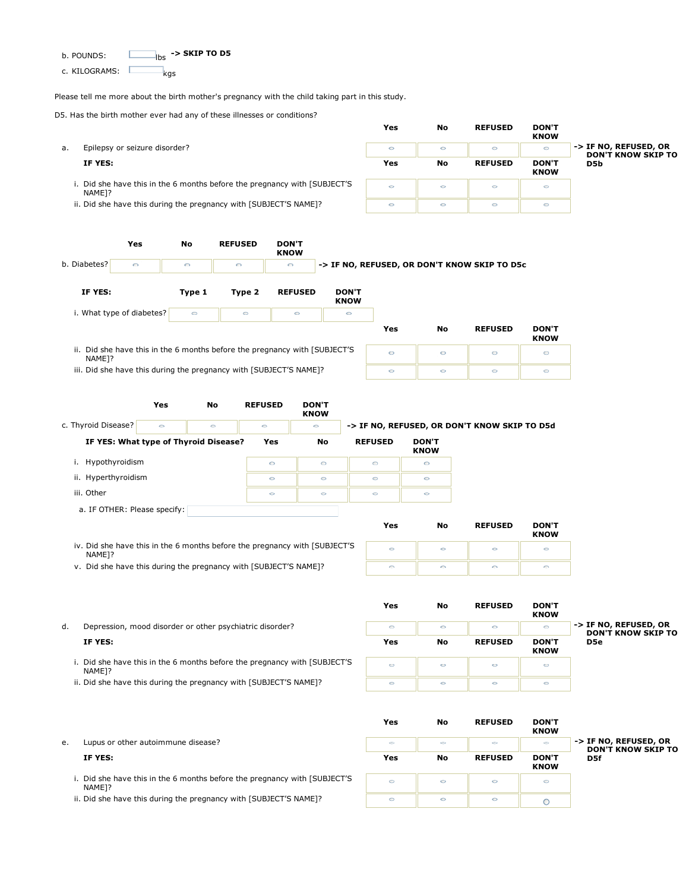b. POUNDS: ______ lbs **-> SKIP TO D5**

c. KILOGRAMS: ______ kgs

Please tell me more about the birth mother's pregnancy with the child taking part in this study.

D5. Has the birth mother ever had any of these illnesses or conditions?

| | Yes | No | REFUSED | DON'T KNOW | |
|---|---|---|---|---|---|
| a. Epilepsy or seizure disorder? | ○ | ○ | ○ | ○ | **-> IF NO, REFUSED, OR DON'T KNOW SKIP TO D5b** |
| **IF YES:** | **Yes** | **No** | **REFUSED** | **DON'T KNOW** | |
| i. Did she have this in the 6 months before the pregnancy with [SUBJECT'S NAME]? | ○ | ○ | ○ | ○ | |
| ii. Did she have this during the pregnancy with [SUBJECT'S NAME]? | ○ | ○ | ○ | ○ | |

| | Yes | No | REFUSED | DON'T KNOW | |
|---|---|---|---|---|---|
| b. Diabetes? | ○ | ○ | ○ | ○ | **-> IF NO, REFUSED, OR DON'T KNOW SKIP TO D5c** |

| **IF YES:** | Type 1 | Type 2 | REFUSED | DON'T KNOW |
|---|---|---|---|---|
| i. What type of diabetes? | ○ | ○ | ○ | ○ |

| | Yes | No | REFUSED | DON'T KNOW |
|---|---|---|---|---|
| ii. Did she have this in the 6 months before the pregnancy with [SUBJECT'S NAME]? | ○ | ○ | ○ | ○ |
| iii. Did she have this during the pregnancy with [SUBJECT'S NAME]? | ○ | ○ | ○ | ○ |

| | Yes | No | REFUSED | DON'T KNOW | |
|---|---|---|---|---|---|
| c. Thyroid Disease? | ○ | ○ | ○ | ○ | **-> IF NO, REFUSED, OR DON'T KNOW SKIP TO D5d** |

| **IF YES: What type of Thyroid Disease?** | Yes | No | REFUSED | DON'T KNOW |
|---|---|---|---|---|
| i. Hypothyroidism | ○ | ○ | ○ | ○ |
| ii. Hyperthyroidism | ○ | ○ | ○ | ○ |
| iii. Other | ○ | ○ | ○ | ○ |

a. IF OTHER: Please specify: ______

| | Yes | No | REFUSED | DON'T KNOW |
|---|---|---|---|---|
| iv. Did she have this in the 6 months before the pregnancy with [SUBJECT'S NAME]? | ○ | ○ | ○ | ○ |
| v. Did she have this during the pregnancy with [SUBJECT'S NAME]? | ○ | ○ | ○ | ○ |

| | Yes | No | REFUSED | DON'T KNOW | |
|---|---|---|---|---|---|
| d. Depression, mood disorder or other psychiatric disorder? | ○ | ○ | ○ | ○ | **-> IF NO, REFUSED, OR DON'T KNOW SKIP TO D5e** |
| **IF YES:** | **Yes** | **No** | **REFUSED** | **DON'T KNOW** | |
| i. Did she have this in the 6 months before the pregnancy with [SUBJECT'S NAME]? | ○ | ○ | ○ | ○ | |
| ii. Did she have this during the pregnancy with [SUBJECT'S NAME]? | ○ | ○ | ○ | ○ | |

| | Yes | No | REFUSED | DON'T KNOW | |
|---|---|---|---|---|---|
| e. Lupus or other autoimmune disease? | ○ | ○ | ○ | ○ | **-> IF NO, REFUSED, OR DON'T KNOW SKIP TO D5f** |
| **IF YES:** | **Yes** | **No** | **REFUSED** | **DON'T KNOW** | |
| i. Did she have this in the 6 months before the pregnancy with [SUBJECT'S NAME]? | ○ | ○ | ○ | ○ | |
| ii. Did she have this during the pregnancy with [SUBJECT'S NAME]? | ○ | ○ | ○ | ○ | |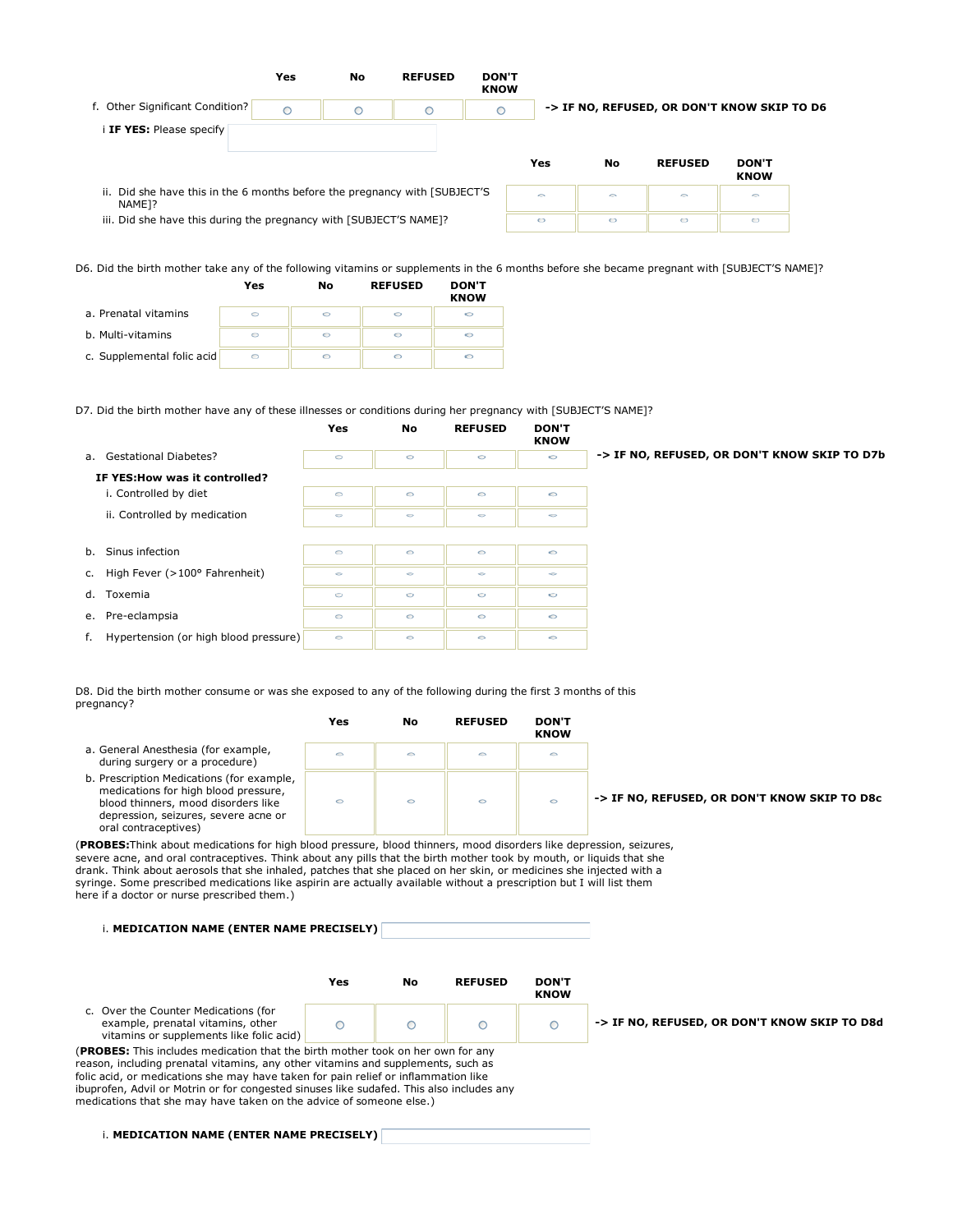| | Yes | No | REFUSED | DON'T KNOW | |
|---|---|---|---|---|---|
| f. Other Significant Condition? | ○ | ○ | ○ | ○ | **-> IF NO, REFUSED, OR DON'T KNOW SKIP TO D6** |

i **IF YES:** Please specify

| | Yes | No | REFUSED | DON'T KNOW |
|---|---|---|---|---|
| ii. Did she have this in the 6 months before the pregnancy with [SUBJECT'S NAME]? | ○ | ○ | ○ | ○ |
| iii. Did she have this during the pregnancy with [SUBJECT'S NAME]? | ○ | ○ | ○ | ○ |

D6. Did the birth mother take any of the following vitamins or supplements in the 6 months before she became pregnant with [SUBJECT'S NAME]?

| | Yes | No | REFUSED | DON'T KNOW |
|---|---|---|---|---|
| a. Prenatal vitamins | ○ | ○ | ○ | ○ |
| b. Multi-vitamins | ○ | ○ | ○ | ○ |
| c. Supplemental folic acid | ○ | ○ | ○ | ○ |

D7. Did the birth mother have any of these illnesses or conditions during her pregnancy with [SUBJECT'S NAME]?

| | Yes | No | REFUSED | DON'T KNOW | |
|---|---|---|---|---|---|
| a. Gestational Diabetes? | ○ | ○ | ○ | ○ | **-> IF NO, REFUSED, OR DON'T KNOW SKIP TO D7b** |
| **IF YES:How was it controlled?** | | | | | |
| i. Controlled by diet | ○ | ○ | ○ | ○ | |
| ii. Controlled by medication | ○ | ○ | ○ | ○ | |
| b. Sinus infection | ○ | ○ | ○ | ○ | |
| c. High Fever (>100° Fahrenheit) | ○ | ○ | ○ | ○ | |
| d. Toxemia | ○ | ○ | ○ | ○ | |
| e. Pre-eclampsia | ○ | ○ | ○ | ○ | |
| f. Hypertension (or high blood pressure) | ○ | ○ | ○ | ○ | |

D8. Did the birth mother consume or was she exposed to any of the following during the first 3 months of this pregnancy?

| | Yes | No | REFUSED | DON'T KNOW | |
|---|---|---|---|---|---|
| a. General Anesthesia (for example, during surgery or a procedure) | ○ | ○ | ○ | ○ | |
| b. Prescription Medications (for example, medications for high blood pressure, blood thinners, mood disorders like depression, seizures, severe acne or oral contraceptives) | ○ | ○ | ○ | ○ | **-> IF NO, REFUSED, OR DON'T KNOW SKIP TO D8c** |

(**PROBES:**Think about medications for high blood pressure, blood thinners, mood disorders like depression, seizures, severe acne, and oral contraceptives. Think about any pills that the birth mother took by mouth, or liquids that she drank. Think about aerosols that she inhaled, patches that she placed on her skin, or medicines she injected with a syringe. Some prescribed medications like aspirin are actually available without a prescription but I will list them here if a doctor or nurse prescribed them.)

i. **MEDICATION NAME (ENTER NAME PRECISELY)**

| | Yes | No | REFUSED | DON'T KNOW | |
|---|---|---|---|---|---|
| c. Over the Counter Medications (for example, prenatal vitamins, other vitamins or supplements like folic acid) | ○ | ○ | ○ | ○ | **-> IF NO, REFUSED, OR DON'T KNOW SKIP TO D8d** |

(**PROBES:** This includes medication that the birth mother took on her own for any reason, including prenatal vitamins, any other vitamins and supplements, such as folic acid, or medications she may have taken for pain relief or inflammation like ibuprofen, Advil or Motrin or for congested sinuses like sudafed. This also includes any medications that she may have taken on the advice of someone else.)

i. **MEDICATION NAME (ENTER NAME PRECISELY)**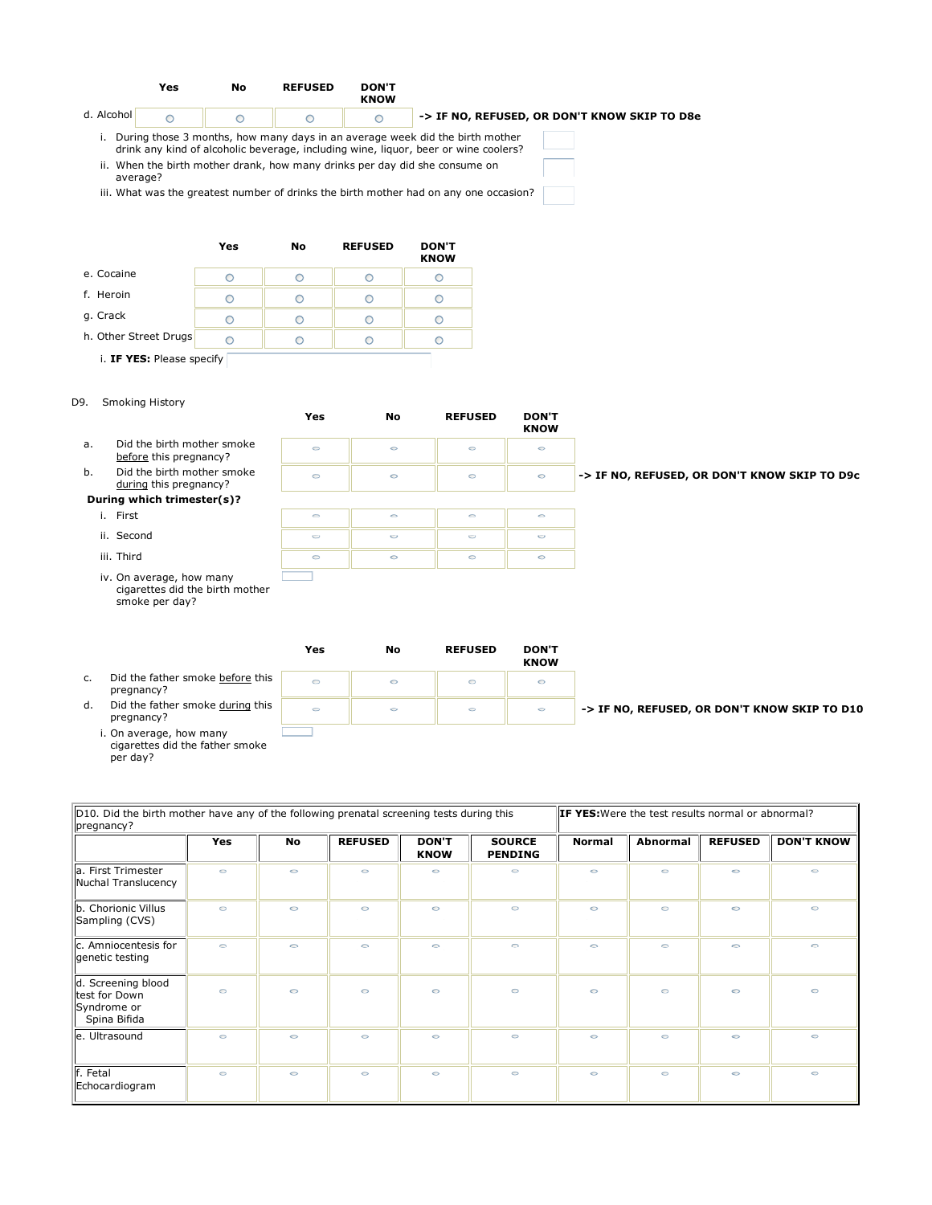|  | Yes | No | REFUSED | DON'T KNOW |  |
|---|---|---|---|---|---|
| d. Alcohol | ○ | ○ | ○ | ○ | **-> IF NO, REFUSED, OR DON'T KNOW SKIP TO D8e** |

i. During those 3 months, how many days in an average week did the birth mother drink any kind of alcoholic beverage, including wine, liquor, beer or wine coolers?

ii. When the birth mother drank, how many drinks per day did she consume on average?

iii. What was the greatest number of drinks the birth mother had on any one occasion?

|  | Yes | No | REFUSED | DON'T KNOW |
|---|---|---|---|---|
| e. Cocaine | ○ | ○ | ○ | ○ |
| f. Heroin | ○ | ○ | ○ | ○ |
| g. Crack | ○ | ○ | ○ | ○ |
| h. Other Street Drugs | ○ | ○ | ○ | ○ |

i. **IF YES:** Please specify

D9. Smoking History

|  | Yes | No | REFUSED | DON'T KNOW |  |
|---|---|---|---|---|---|
| a. Did the birth mother smoke before this pregnancy? | ○ | ○ | ○ | ○ |  |
| b. Did the birth mother smoke during this pregnancy? | ○ | ○ | ○ | ○ | **-> IF NO, REFUSED, OR DON'T KNOW SKIP TO D9c** |
| **During which trimester(s)?** |  |  |  |  |  |
| i. First | ○ | ○ | ○ | ○ |  |
| ii. Second | ○ | ○ | ○ | ○ |  |
| iii. Third | ○ | ○ | ○ | ○ |  |
| iv. On average, how many cigarettes did the birth mother smoke per day? |  |  |  |  |  |

|  | Yes | No | REFUSED | DON'T KNOW |  |
|---|---|---|---|---|---|
| c. Did the father smoke before this pregnancy? | ○ | ○ | ○ | ○ |  |
| d. Did the father smoke during this pregnancy? | ○ | ○ | ○ | ○ | **-> IF NO, REFUSED, OR DON'T KNOW SKIP TO D10** |
| i. On average, how many cigarettes did the father smoke per day? |  |  |  |  |  |

| D10. Did the birth mother have any of the following prenatal screening tests during this pregnancy? |  |  |  |  |  | **IF YES:** Were the test results normal or abnormal? |  |  |  |
|---|---|---|---|---|---|---|---|---|---|
|  | **Yes** | **No** | **REFUSED** | **DON'T KNOW** | **SOURCE PENDING** | **Normal** | **Abnormal** | **REFUSED** | **DON'T KNOW** |
| a. First Trimester Nuchal Translucency | ○ | ○ | ○ | ○ | ○ | ○ | ○ | ○ | ○ |
| b. Chorionic Villus Sampling (CVS) | ○ | ○ | ○ | ○ | ○ | ○ | ○ | ○ | ○ |
| c. Amniocentesis for genetic testing | ○ | ○ | ○ | ○ | ○ | ○ | ○ | ○ | ○ |
| d. Screening blood test for Down Syndrome or Spina Bifida | ○ | ○ | ○ | ○ | ○ | ○ | ○ | ○ | ○ |
| e. Ultrasound | ○ | ○ | ○ | ○ | ○ | ○ | ○ | ○ | ○ |
| f. Fetal Echocardiogram | ○ | ○ | ○ | ○ | ○ | ○ | ○ | ○ | ○ |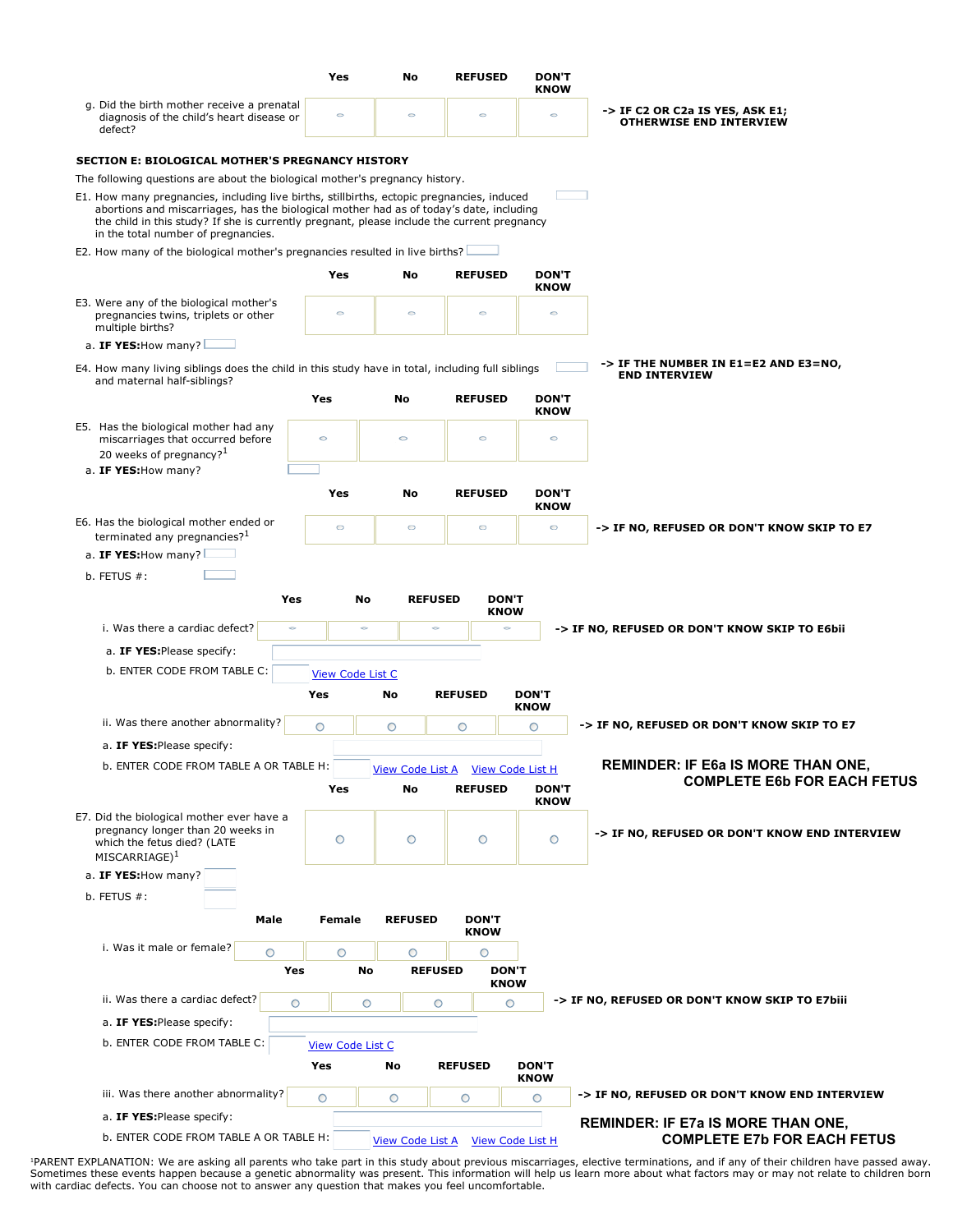| | Yes | No | REFUSED | DON'T KNOW | |
|---|---|---|---|---|---|
| g. Did the birth mother receive a prenatal diagnosis of the child's heart disease or defect? | | | | | -> IF C2 OR C2a IS YES, ASK E1; OTHERWISE END INTERVIEW |

## SECTION E: BIOLOGICAL MOTHER'S PREGNANCY HISTORY

The following questions are about the biological mother's pregnancy history.

E1. How many pregnancies, including live births, stillbirths, ectopic pregnancies, induced abortions and miscarriages, has the biological mother had as of today's date, including the child in this study? If she is currently pregnant, please include the current pregnancy in the total number of pregnancies.

E2. How many of the biological mother's pregnancies resulted in live births?

| | Yes | No | REFUSED | DON'T KNOW |
|---|---|---|---|---|
| E3. Were any of the biological mother's pregnancies twins, triplets or other multiple births? | | | | |

a. **IF YES:** How many?

E4. How many living siblings does the child in this study have in total, including full siblings and maternal half-siblings? -> IF THE NUMBER IN E1=E2 AND E3=NO, END INTERVIEW

| | Yes | No | REFUSED | DON'T KNOW |
|---|---|---|---|---|
| E5. Has the biological mother had any miscarriages that occurred before 20 weeks of pregnancy?[1] | | | | |

a. **IF YES:** How many?

| | Yes | No | REFUSED | DON'T KNOW | |
|---|---|---|---|---|---|
| E6. Has the biological mother ended or terminated any pregnancies?[1] | | | | | -> IF NO, REFUSED OR DON'T KNOW SKIP TO E7 |

a. **IF YES:** How many?

b. FETUS #:

| | Yes | No | REFUSED | DON'T KNOW | |
|---|---|---|---|---|---|
| i. Was there a cardiac defect? | | | | | -> IF NO, REFUSED OR DON'T KNOW SKIP TO E6bii |

a. **IF YES:** Please specify:

b. ENTER CODE FROM TABLE C: View Code List C

| | Yes | No | REFUSED | DON'T KNOW | |
|---|---|---|---|---|---|
| ii. Was there another abnormality? | | | | | -> IF NO, REFUSED OR DON'T KNOW SKIP TO E7 |

a. **IF YES:** Please specify:

b. ENTER CODE FROM TABLE A OR TABLE H: View Code List A View Code List H

**REMINDER: IF E6a IS MORE THAN ONE, COMPLETE E6b FOR EACH FETUS**

| | Yes | No | REFUSED | DON'T KNOW | |
|---|---|---|---|---|---|
| E7. Did the biological mother ever have a pregnancy longer than 20 weeks in which the fetus died? (LATE MISCARRIAGE)[1] | | | | | -> IF NO, REFUSED OR DON'T KNOW END INTERVIEW |

a. **IF YES:** How many?

b. FETUS #:

| | Male | Female | REFUSED | DON'T KNOW |
|---|---|---|---|---|
| i. Was it male or female? | | | | |

| | Yes | No | REFUSED | DON'T KNOW | |
|---|---|---|---|---|---|
| ii. Was there a cardiac defect? | | | | | -> IF NO, REFUSED OR DON'T KNOW SKIP TO E7biii |

a. **IF YES:** Please specify:

b. ENTER CODE FROM TABLE C: View Code List C

| | Yes | No | REFUSED | DON'T KNOW | |
|---|---|---|---|---|---|
| iii. Was there another abnormality? | | | | | -> IF NO, REFUSED OR DON'T KNOW END INTERVIEW |

a. **IF YES:** Please specify:

b. ENTER CODE FROM TABLE A OR TABLE H: View Code List A View Code List H

**REMINDER: IF E7a IS MORE THAN ONE, COMPLETE E7b FOR EACH FETUS**

[1] PARENT EXPLANATION: We are asking all parents who take part in this study about previous miscarriages, elective terminations, and if any of their children have passed away. Sometimes these events happen because a genetic abnormality was present. This information will help us learn more about what factors may or may not relate to children born with cardiac defects. You can choose not to answer any question that makes you feel uncomfortable.